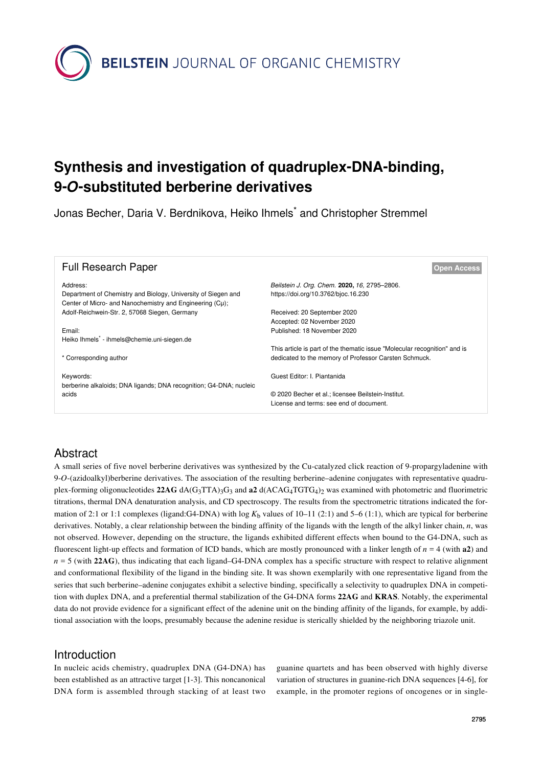BEILSTEIN JOURNAL OF ORGANIC CHEMISTRY

# Synthesis and investigation of quadruplex-DNA-binding, 9-*O*-substituted berberine derivatives

Jonas Becher, Daria V. Berdnikova, Heiko Ihmels* and Christopher Stremmel

**Full Research Paper** | **Open Access**

Address:
Department of Chemistry and Biology, University of Siegen and Center of Micro- and Nanochemistry and Engineering (Cμ); Adolf-Reichwein-Str. 2, 57068 Siegen, Germany

Email:
Heiko Ihmels* - ihmels@chemie.uni-siegen.de

\* Corresponding author

Keywords:
berberine alkaloids; DNA ligands; DNA recognition; G4-DNA; nucleic acids

*Beilstein J. Org. Chem.* **2020,** *16,* 2795–2806.
https://doi.org/10.3762/bjoc.16.230

Received: 20 September 2020
Accepted: 02 November 2020
Published: 18 November 2020

This article is part of the thematic issue "Molecular recognition" and is dedicated to the memory of Professor Carsten Schmuck.

Guest Editor: I. Piantanida

© 2020 Becher et al.; licensee Beilstein-Institut.
License and terms: see end of document.

## Abstract

A small series of five novel berberine derivatives was synthesized by the Cu-catalyzed click reaction of 9-propargyladenine with 9-*O*-(azidoalkyl)berberine derivatives. The association of the resulting berberine–adenine conjugates with representative quadruplex-forming oligonucleotides **22AG** $dA(G_3TTA)_3G_3$ and **a2** $d(ACAG_4TGTG_4)_2$ was examined with photometric and fluorimetric titrations, thermal DNA denaturation analysis, and CD spectroscopy. The results from the spectrometric titrations indicated the formation of 2:1 or 1:1 complexes (ligand:G4-DNA) with log $K_b$ values of 10–11 (2:1) and 5–6 (1:1), which are typical for berberine derivatives. Notably, a clear relationship between the binding affinity of the ligands with the length of the alkyl linker chain, $n$, was not observed. However, depending on the structure, the ligands exhibited different effects when bound to the G4-DNA, such as fluorescent light-up effects and formation of ICD bands, which are mostly pronounced with a linker length of $n = 4$ (with **a2**) and $n = 5$ (with **22AG**), thus indicating that each ligand–G4-DNA complex has a specific structure with respect to relative alignment and conformational flexibility of the ligand in the binding site. It was shown exemplarily with one representative ligand from the series that such berberine–adenine conjugates exhibit a selective binding, specifically a selectivity to quadruplex DNA in competition with duplex DNA, and a preferential thermal stabilization of the G4-DNA forms **22AG** and **KRAS**. Notably, the experimental data do not provide evidence for a significant effect of the adenine unit on the binding affinity of the ligands, for example, by additional association with the loops, presumably because the adenine residue is sterically shielded by the neighboring triazole unit.

## Introduction

In nucleic acids chemistry, quadruplex DNA (G4-DNA) has been established as an attractive target [1-3]. This noncanonical DNA form is assembled through stacking of at least two guanine quartets and has been observed with highly diverse variation of structures in guanine-rich DNA sequences [4-6], for example, in the promoter regions of oncogenes or in single-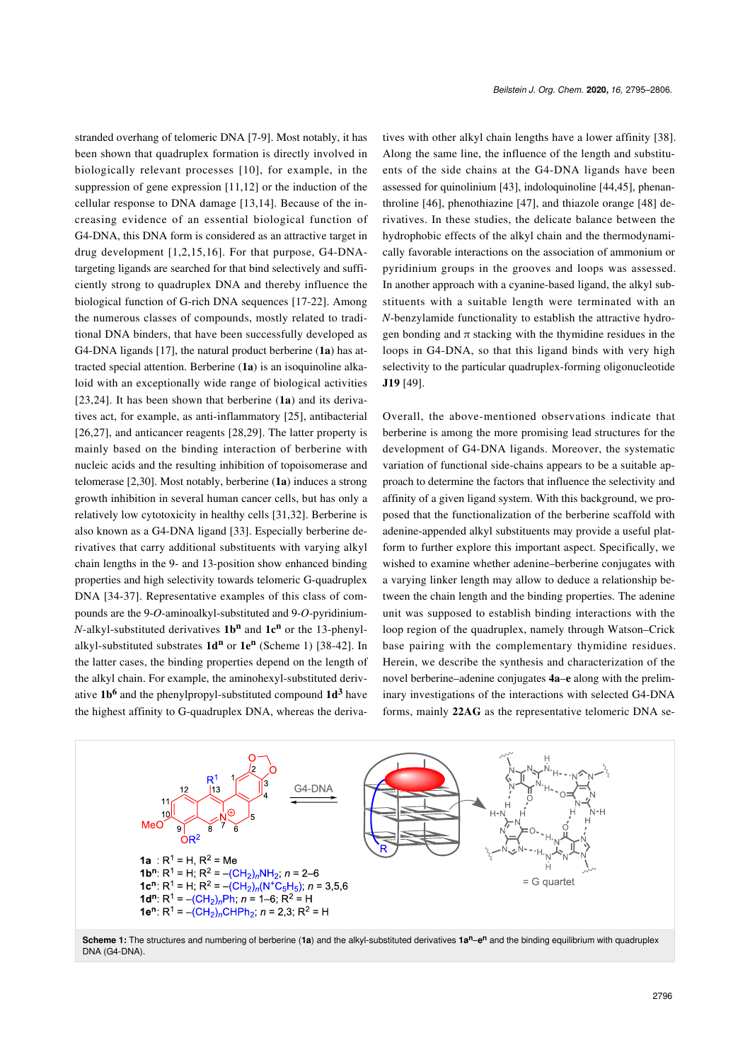stranded overhang of telomeric DNA [7-9]. Most notably, it has been shown that quadruplex formation is directly involved in biologically relevant processes [10], for example, in the suppression of gene expression [11,12] or the induction of the cellular response to DNA damage [13,14]. Because of the increasing evidence of an essential biological function of G4-DNA, this DNA form is considered as an attractive target in drug development [1,2,15,16]. For that purpose, G4-DNA-targeting ligands are searched for that bind selectively and sufficiently strong to quadruplex DNA and thereby influence the biological function of G-rich DNA sequences [17-22]. Among the numerous classes of compounds, mostly related to traditional DNA binders, that have been successfully developed as G4-DNA ligands [17], the natural product berberine (**1a**) has attracted special attention. Berberine (**1a**) is an isoquinoline alkaloid with an exceptionally wide range of biological activities [23,24]. It has been shown that berberine (**1a**) and its derivatives act, for example, as anti-inflammatory [25], antibacterial [26,27], and anticancer reagents [28,29]. The latter property is mainly based on the binding interaction of berberine with nucleic acids and the resulting inhibition of topoisomerase and telomerase [2,30]. Most notably, berberine (**1a**) induces a strong growth inhibition in several human cancer cells, but has only a relatively low cytotoxicity in healthy cells [31,32]. Berberine is also known as a G4-DNA ligand [33]. Especially berberine derivatives that carry additional substituents with varying alkyl chain lengths in the 9- and 13-position show enhanced binding properties and high selectivity towards telomeric G-quadruplex DNA [34-37]. Representative examples of this class of compounds are the 9-*O*-aminoalkyl-substituted and 9-*O*-pyridinium-*N*-alkyl-substituted derivatives **1b$^n$** and **1c$^n$** or the 13-phenylalkyl-substituted substrates **1d$^n$** or **1e$^n$** (Scheme 1) [38-42]. In the latter cases, the binding properties depend on the length of the alkyl chain. For example, the aminohexyl-substituted derivative **1b$^6$** and the phenylpropyl-substituted compound **1d$^3$** have the highest affinity to G-quadruplex DNA, whereas the derivatives with other alkyl chain lengths have a lower affinity [38]. Along the same line, the influence of the length and substituents of the side chains at the G4-DNA ligands have been assessed for quinolinium [43], indoloquinoline [44,45], phenanthroline [46], phenothiazine [47], and thiazole orange [48] derivatives. In these studies, the delicate balance between the hydrophobic effects of the alkyl chain and the thermodynamically favorable interactions on the association of ammonium or pyridinium groups in the grooves and loops was assessed. In another approach with a cyanine-based ligand, the alkyl substituents with a suitable length were terminated with an *N*-benzylamide functionality to establish the attractive hydrogen bonding and π stacking with the thymidine residues in the loops in G4-DNA, so that this ligand binds with very high selectivity to the particular quadruplex-forming oligonucleotide **J19** [49].

Overall, the above-mentioned observations indicate that berberine is among the more promising lead structures for the development of G4-DNA ligands. Moreover, the systematic variation of functional side-chains appears to be a suitable approach to elucidate the factors that influence the selectivity and affinity of a given ligand system. With this background, we proposed that the functionalization of the berberine scaffold with adenine-appended alkyl substituents may provide a useful platform to further explore this important aspect. Specifically, we wished to examine whether adenine–berberine conjugates with a varying linker length may allow to deduce a relationship between the chain length and the binding properties. The adenine unit was supposed to establish binding interactions with the loop region of the quadruplex, namely through Watson–Crick base pairing with the complementary thymidine residues. Herein, we describe the synthesis and characterization of the novel berberine–adenine conjugates **4a–e** along with the preliminary investigations of the interactions with selected G4-DNA forms, mainly **22AG** as the representative telomeric DNA se-

**1a** : $R^1$ = H, $R^2$ = Me
**1b$^n$**: $R^1$ = H; $R^2$ = $-(CH_2)_nNH_2$; $n$ = 2–6
**1c$^n$**: $R^1$ = H; $R^2$ = $-(CH_2)_n(N^+C_5H_5)$; $n$ = 3,5,6
**1d$^n$**: $R^1$ = $-(CH_2)_nPh$; $n$ = 1–6; $R^2$ = H
**1e$^n$**: $R^1$ = $-(CH_2)_nCHPh_2$; $n$ = 2,3; $R^2$ = H

**Scheme 1:** The structures and numbering of berberine (**1a**) and the alkyl-substituted derivatives **1a$^n$–e$^n$** and the binding equilibrium with quadruplex DNA (G4-DNA).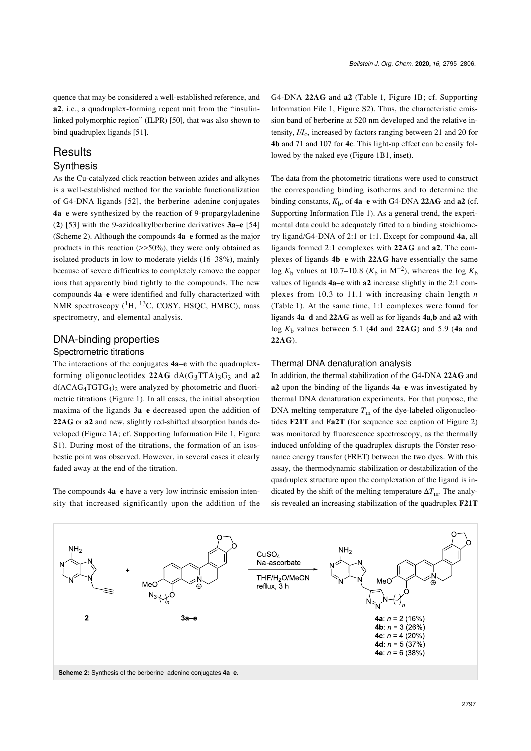quence that may be considered a well-established reference, and **a2**, i.e., a quadruplex-forming repeat unit from the "insulin-linked polymorphic region" (ILPR) [50], that was also shown to bind quadruplex ligands [51].

# Results

## Synthesis

As the Cu-catalyzed click reaction between azides and alkynes is a well-established method for the variable functionalization of G4-DNA ligands [52], the berberine–adenine conjugates **4a–e** were synthesized by the reaction of 9-propargyladenine (**2**) [53] with the 9-azidoalkylberberine derivatives **3a–e** [54] (Scheme 2). Although the compounds **4a–e** formed as the major products in this reaction (>>50%), they were only obtained as isolated products in low to moderate yields (16–38%), mainly because of severe difficulties to completely remove the copper ions that apparently bind tightly to the compounds. The new compounds **4a–e** were identified and fully characterized with NMR spectroscopy ($^{1}$H, $^{13}$C, COSY, HSQC, HMBC), mass spectrometry, and elemental analysis.

## DNA-binding properties

### Spectrometric titrations

The interactions of the conjugates **4a–e** with the quadruplex-forming oligonucleotides **22AG** $dA(G_3TTA)_3G_3$ and **a2** $d(ACAG_4TGTG_4)_2$ were analyzed by photometric and fluorimetric titrations (Figure 1). In all cases, the initial absorption maxima of the ligands **3a–e** decreased upon the addition of **22AG** or **a2** and new, slightly red-shifted absorption bands developed (Figure 1A; cf. Supporting Information File 1, Figure S1). During most of the titrations, the formation of an isosbestic point was observed. However, in several cases it clearly faded away at the end of the titration.

The compounds **4a–e** have a very low intrinsic emission intensity that increased significantly upon the addition of the G4-DNA **22AG** and **a2** (Table 1, Figure 1B; cf. Supporting Information File 1, Figure S2). Thus, the characteristic emission band of berberine at 520 nm developed and the relative intensity, $I/I_0$, increased by factors ranging between 21 and 20 for **4b** and 71 and 107 for **4c**. This light-up effect can be easily followed by the naked eye (Figure 1B1, inset).

The data from the photometric titrations were used to construct the corresponding binding isotherms and to determine the binding constants, $K_b$, of **4a–e** with G4-DNA **22AG** and **a2** (cf. Supporting Information File 1). As a general trend, the experimental data could be adequately fitted to a binding stoichiometry ligand/G4-DNA of 2:1 or 1:1. Except for compound **4a**, all ligands formed 2:1 complexes with **22AG** and **a2**. The complexes of ligands **4b–e** with **22AG** have essentially the same log $K_b$ values at 10.7–10.8 ($K_b$ in $M^{-2}$), whereas the log $K_b$ values of ligands **4a–e** with **a2** increase slightly in the 2:1 complexes from 10.3 to 11.1 with increasing chain length $n$ (Table 1). At the same time, 1:1 complexes were found for ligands **4a–d** and **22AG** as well as for ligands **4a**,**b** and **a2** with log $K_b$ values between 5.1 (**4d** and **22AG**) and 5.9 (**4a** and **22AG**).

### Thermal DNA denaturation analysis

In addition, the thermal stabilization of the G4-DNA **22AG** and **a2** upon the binding of the ligands **4a–e** was investigated by thermal DNA denaturation experiments. For that purpose, the DNA melting temperature $T_m$ of the dye-labeled oligonucleotides **F21T** and **Fa2T** (for sequence see caption of Figure 2) was monitored by fluorescence spectroscopy, as the thermally induced unfolding of the quadruplex disrupts the Förster resonance energy transfer (FRET) between the two dyes. With this assay, the thermodynamic stabilization or destabilization of the quadruplex structure upon the complexation of the ligand is indicated by the shift of the melting temperature $\Delta T_m$. The analysis revealed an increasing stabilization of the quadruplex **F21T**

**Scheme 2:** Synthesis of the berberine–adenine conjugates **4a–e**.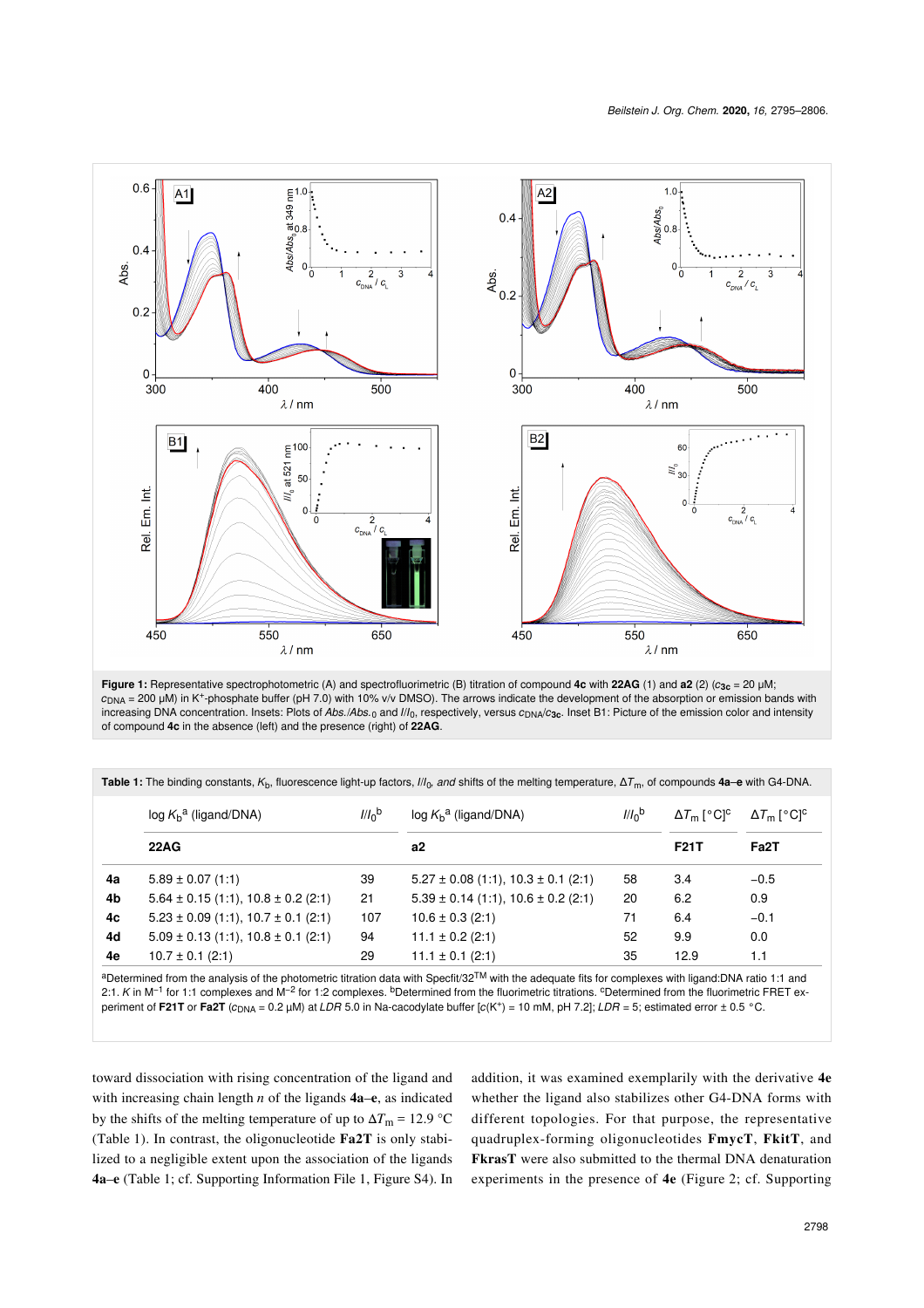**Figure 1:** Representative spectrophotometric (A) and spectrofluorimetric (B) titration of compound **4c** with **22AG** (1) and **a2** (2) ($c_{\mathbf{3c}}$ = 20 µM; $c_{\text{DNA}}$ = 200 µM) in $K^+$-phosphate buffer (pH 7.0) with 10% v/v DMSO). The arrows indicate the development of the absorption or emission bands with increasing DNA concentration. Insets: Plots of $Abs./Abs._0$ and $I/I_0$, respectively, versus $c_{\text{DNA}}/c_{\mathbf{3c}}$. Inset B1: Picture of the emission color and intensity of compound **4c** in the absence (left) and the presence (right) of **22AG**.

**Table 1:** The binding constants, $K_b$, fluorescence light-up factors, $I/I_0$ *and* shifts of the melting temperature, $\Delta T_m$, of compounds **4a–e** with G4-DNA.

| | log $K_b$[a] (ligand/DNA) | $I/I_0$[b] | log $K_b$[a] (ligand/DNA) | $I/I_0$[b] | $\Delta T_m$ [°C][c] | $\Delta T_m$ [°C][c] |
|---|---|---|---|---|---|---|
| | **22AG** | | **a2** | | **F21T** | **Fa2T** |
| **4a** | 5.89 ± 0.07 (1:1) | 39 | 5.27 ± 0.08 (1:1), 10.3 ± 0.1 (2:1) | 58 | 3.4 | −0.5 |
| **4b** | 5.64 ± 0.15 (1:1), 10.8 ± 0.2 (2:1) | 21 | 5.39 ± 0.14 (1:1), 10.6 ± 0.2 (2:1) | 20 | 6.2 | 0.9 |
| **4c** | 5.23 ± 0.09 (1:1), 10.7 ± 0.1 (2:1) | 107 | 10.6 ± 0.3 (2:1) | 71 | 6.4 | −0.1 |
| **4d** | 5.09 ± 0.13 (1:1), 10.8 ± 0.1 (2:1) | 94 | 11.1 ± 0.2 (2:1) | 52 | 9.9 | 0.0 |
| **4e** | 10.7 ± 0.1 (2:1) | 29 | 11.1 ± 0.1 (2:1) | 35 | 12.9 | 1.1 |

[a]Determined from the analysis of the photometric titration data with Specfit/32™ with the adequate fits for complexes with ligand:DNA ratio 1:1 and 2:1. $K$ in $M^{-1}$ for 1:1 complexes and $M^{-2}$ for 1:2 complexes. [b]Determined from the fluorimetric titrations. [c]Determined from the fluorimetric FRET experiment of **F21T** or **Fa2T** ($c_{\text{DNA}}$ = 0.2 µM) at *LDR* 5.0 in Na-cacodylate buffer [$c(K^+)$ = 10 mM, pH 7.2]; *LDR* = 5; estimated error ± 0.5 °C.

toward dissociation with rising concentration of the ligand and with increasing chain length $n$ of the ligands **4a–e**, as indicated by the shifts of the melting temperature of up to $\Delta T_m$ = 12.9 °C (Table 1). In contrast, the oligonucleotide **Fa2T** is only stabilized to a negligible extent upon the association of the ligands **4a–e** (Table 1; cf. Supporting Information File 1, Figure S4). In addition, it was examined exemplarily with the derivative **4e** whether the ligand also stabilizes other G4-DNA forms with different topologies. For that purpose, the representative quadruplex-forming oligonucleotides **FmycT**, **FkitT**, and **FkrasT** were also submitted to the thermal DNA denaturation experiments in the presence of **4e** (Figure 2; cf. Supporting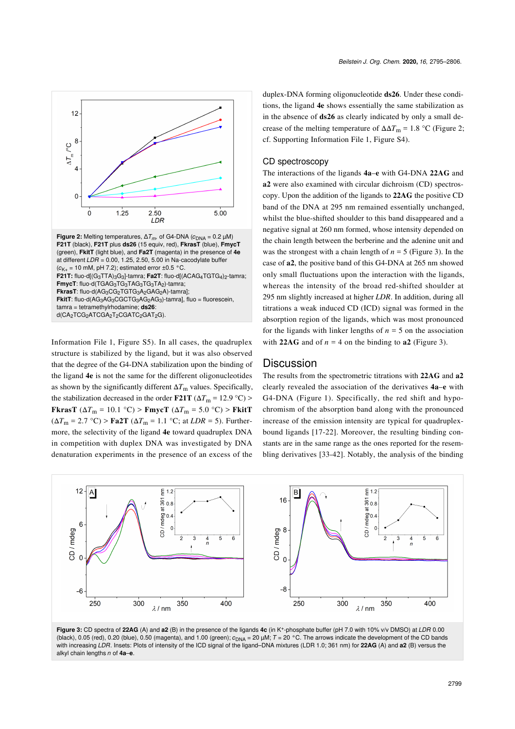**Figure 2:** Melting temperatures, $\Delta T_m$, of G4-DNA ($c_{DNA}$ = 0.2 µM) **F21T** (black), **F21T** plus **ds26** (15 equiv, red), **FkrasT** (blue), **FmycT** (green), **FkitT** (light blue), and **Fa2T** (magenta) in the presence of **4e** at different *LDR* = 0.00, 1.25, 2.50, 5.00 in Na-cacodylate buffer ($c_{K+}$ = 10 mM, pH 7.2); estimated error ±0.5 °C. **F21T:** fluo-d[$(G_3TTA)_3G_3$]-tamra; **Fa2T**: fluo-d[$(ACAG_4TGTG_4)_2$-tamra]; **FmycT**: fluo-d($TGAG_3TG_3TAG_3TG_3TA_2$)-tamra; **FkrasT**: fluo-d($AG_3CG_2TGTG_3A_2GAG_2A$)-tamra]; **FkitT**: fluo-d($AG_3AG_3CGCTG_3AG_2AG_3$)-tamra], fluo = fluorescein, tamra = tetramethylrhodamine; **ds26**: d($CA_2TCG_2ATCGA_2T_2CGATC_2GAT_2G$).

Information File 1, Figure S5). In all cases, the quadruplex structure is stabilized by the ligand, but it was also observed that the degree of the G4-DNA stabilization upon the binding of the ligand **4e** is not the same for the different oligonucleotides as shown by the significantly different $\Delta T_m$ values. Specifically, the stabilization decreased in the order **F21T** ($\Delta T_m$ = 12.9 °C) > **FkrasT** ($\Delta T_m$ = 10.1 °C) > **FmycT** ($\Delta T_m$ = 5.0 °C) > **FkitT** ($\Delta T_m$ = 2.7 °C) > **Fa2T** ($\Delta T_m$ = 1.1 °C; at *LDR* = 5). Furthermore, the selectivity of the ligand **4e** toward quadruplex DNA in competition with duplex DNA was investigated by DNA denaturation experiments in the presence of an excess of the duplex-DNA forming oligonucleotide **ds26**. Under these conditions, the ligand **4e** shows essentially the same stabilization as in the absence of **ds26** as clearly indicated by only a small decrease of the melting temperature of $\Delta\Delta T_m$ = 1.8 °C (Figure 2; cf. Supporting Information File 1, Figure S4).

## CD spectroscopy

The interactions of the ligands **4a–e** with G4-DNA **22AG** and **a2** were also examined with circular dichroism (CD) spectroscopy. Upon the addition of the ligands to **22AG** the positive CD band of the DNA at 295 nm remained essentially unchanged, whilst the blue-shifted shoulder to this band disappeared and a negative signal at 260 nm formed, whose intensity depended on the chain length between the berberine and the adenine unit and was the strongest with a chain length of *n* = 5 (Figure 3). In the case of **a2**, the positive band of this G4-DNA at 265 nm showed only small fluctuations upon the interaction with the ligands, whereas the intensity of the broad red-shifted shoulder at 295 nm slightly increased at higher *LDR*. In addition, during all titrations a weak induced CD (ICD) signal was formed in the absorption region of the ligands, which was most pronounced for the ligands with linker lengths of *n* = 5 on the association with **22AG** and of *n* = 4 on the binding to **a2** (Figure 3).

## Discussion

The results from the spectrometric titrations with **22AG** and **a2** clearly revealed the association of the derivatives **4a–e** with G4-DNA (Figure 1). Specifically, the red shift and hypochromism of the absorption band along with the pronounced increase of the emission intensity are typical for quadruplex-bound ligands [17-22]. Moreover, the resulting binding constants are in the same range as the ones reported for the resembling derivatives [33-42]. Notably, the analysis of the binding

**Figure 3:** CD spectra of **22AG** (A) and **a2** (B) in the presence of the ligands **4c** (in K+-phosphate buffer (pH 7.0 with 10% v/v DMSO) at *LDR* 0.00 (black), 0.05 (red), 0.20 (blue), 0.50 (magenta), and 1.00 (green); $c_{DNA}$ = 20 µM; *T* = 20 °C. The arrows indicate the development of the CD bands with increasing *LDR*. Insets: Plots of intensity of the ICD signal of the ligand–DNA mixtures (LDR 1.0; 361 nm) for **22AG** (A) and **a2** (B) versus the alkyl chain lengths *n* of **4a–e**.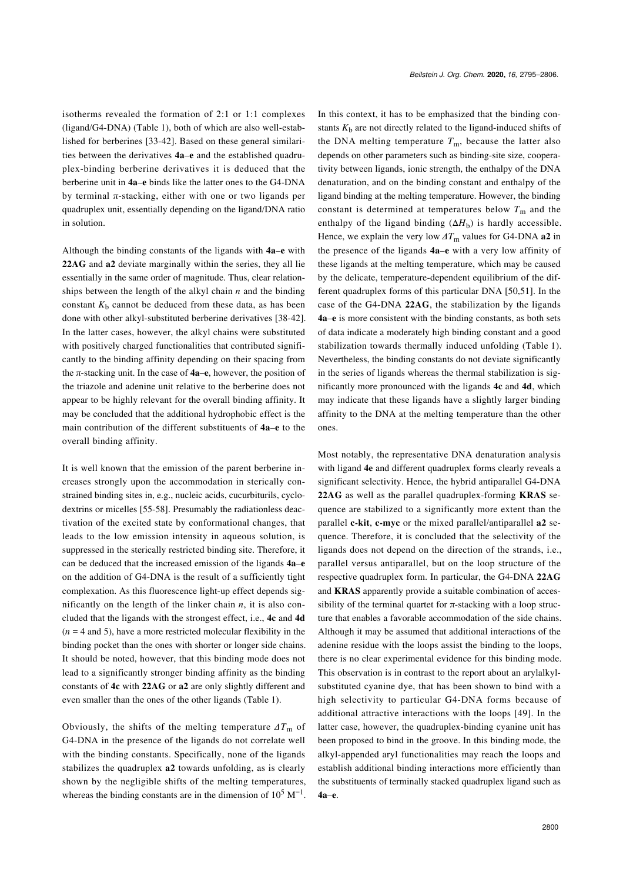isotherms revealed the formation of 2:1 or 1:1 complexes (ligand/G4-DNA) (Table 1), both of which are also well-established for berberines [33-42]. Based on these general similarities between the derivatives **4a–e** and the established quadruplex-binding berberine derivatives it is deduced that the berberine unit in **4a–e** binds like the latter ones to the G4-DNA by terminal π-stacking, either with one or two ligands per quadruplex unit, essentially depending on the ligand/DNA ratio in solution.

Although the binding constants of the ligands with **4a–e** with **22AG** and **a2** deviate marginally within the series, they all lie essentially in the same order of magnitude. Thus, clear relationships between the length of the alkyl chain $n$ and the binding constant $K_b$ cannot be deduced from these data, as has been done with other alkyl-substituted berberine derivatives [38-42]. In the latter cases, however, the alkyl chains were substituted with positively charged functionalities that contributed significantly to the binding affinity depending on their spacing from the π-stacking unit. In the case of **4a–e**, however, the position of the triazole and adenine unit relative to the berberine does not appear to be highly relevant for the overall binding affinity. It may be concluded that the additional hydrophobic effect is the main contribution of the different substituents of **4a–e** to the overall binding affinity.

It is well known that the emission of the parent berberine increases strongly upon the accommodation in sterically constrained binding sites in, e.g., nucleic acids, cucurbiturils, cyclodextrins or micelles [55-58]. Presumably the radiationless deactivation of the excited state by conformational changes, that leads to the low emission intensity in aqueous solution, is suppressed in the sterically restricted binding site. Therefore, it can be deduced that the increased emission of the ligands **4a–e** on the addition of G4-DNA is the result of a sufficiently tight complexation. As this fluorescence light-up effect depends significantly on the length of the linker chain $n$, it is also concluded that the ligands with the strongest effect, i.e., **4c** and **4d** ($n = 4$ and 5), have a more restricted molecular flexibility in the binding pocket than the ones with shorter or longer side chains. It should be noted, however, that this binding mode does not lead to a significantly stronger binding affinity as the binding constants of **4c** with **22AG** or **a2** are only slightly different and even smaller than the ones of the other ligands (Table 1).

Obviously, the shifts of the melting temperature $\Delta T_m$ of G4-DNA in the presence of the ligands do not correlate well with the binding constants. Specifically, none of the ligands stabilizes the quadruplex **a2** towards unfolding, as is clearly shown by the negligible shifts of the melting temperatures, whereas the binding constants are in the dimension of $10^5\ M^{-1}$. In this context, it has to be emphasized that the binding constants $K_b$ are not directly related to the ligand-induced shifts of the DNA melting temperature $T_m$, because the latter also depends on other parameters such as binding-site size, cooperativity between ligands, ionic strength, the enthalpy of the DNA denaturation, and on the binding constant and enthalpy of the ligand binding at the melting temperature. However, the binding constant is determined at temperatures below $T_m$ and the enthalpy of the ligand binding ($\Delta H_b$) is hardly accessible. Hence, we explain the very low $\Delta T_m$ values for G4-DNA **a2** in the presence of the ligands **4a–e** with a very low affinity of these ligands at the melting temperature, which may be caused by the delicate, temperature-dependent equilibrium of the different quadruplex forms of this particular DNA [50,51]. In the case of the G4-DNA **22AG**, the stabilization by the ligands **4a–e** is more consistent with the binding constants, as both sets of data indicate a moderately high binding constant and a good stabilization towards thermally induced unfolding (Table 1). Nevertheless, the binding constants do not deviate significantly in the series of ligands whereas the thermal stabilization is significantly more pronounced with the ligands **4c** and **4d**, which may indicate that these ligands have a slightly larger binding affinity to the DNA at the melting temperature than the other ones.

Most notably, the representative DNA denaturation analysis with ligand **4e** and different quadruplex forms clearly reveals a significant selectivity. Hence, the hybrid antiparallel G4-DNA **22AG** as well as the parallel quadruplex-forming **KRAS** sequence are stabilized to a significantly more extent than the parallel **c-kit**, **c-myc** or the mixed parallel/antiparallel **a2** sequence. Therefore, it is concluded that the selectivity of the ligands does not depend on the direction of the strands, i.e., parallel versus antiparallel, but on the loop structure of the respective quadruplex form. In particular, the G4-DNA **22AG** and **KRAS** apparently provide a suitable combination of accessibility of the terminal quartet for π-stacking with a loop structure that enables a favorable accommodation of the side chains. Although it may be assumed that additional interactions of the adenine residue with the loops assist the binding to the loops, there is no clear experimental evidence for this binding mode. This observation is in contrast to the report about an arylalkyl-substituted cyanine dye, that has been shown to bind with a high selectivity to particular G4-DNA forms because of additional attractive interactions with the loops [49]. In the latter case, however, the quadruplex-binding cyanine unit has been proposed to bind in the groove. In this binding mode, the alkyl-appended aryl functionalities may reach the loops and establish additional binding interactions more efficiently than the substituents of terminally stacked quadruplex ligand such as **4a–e**.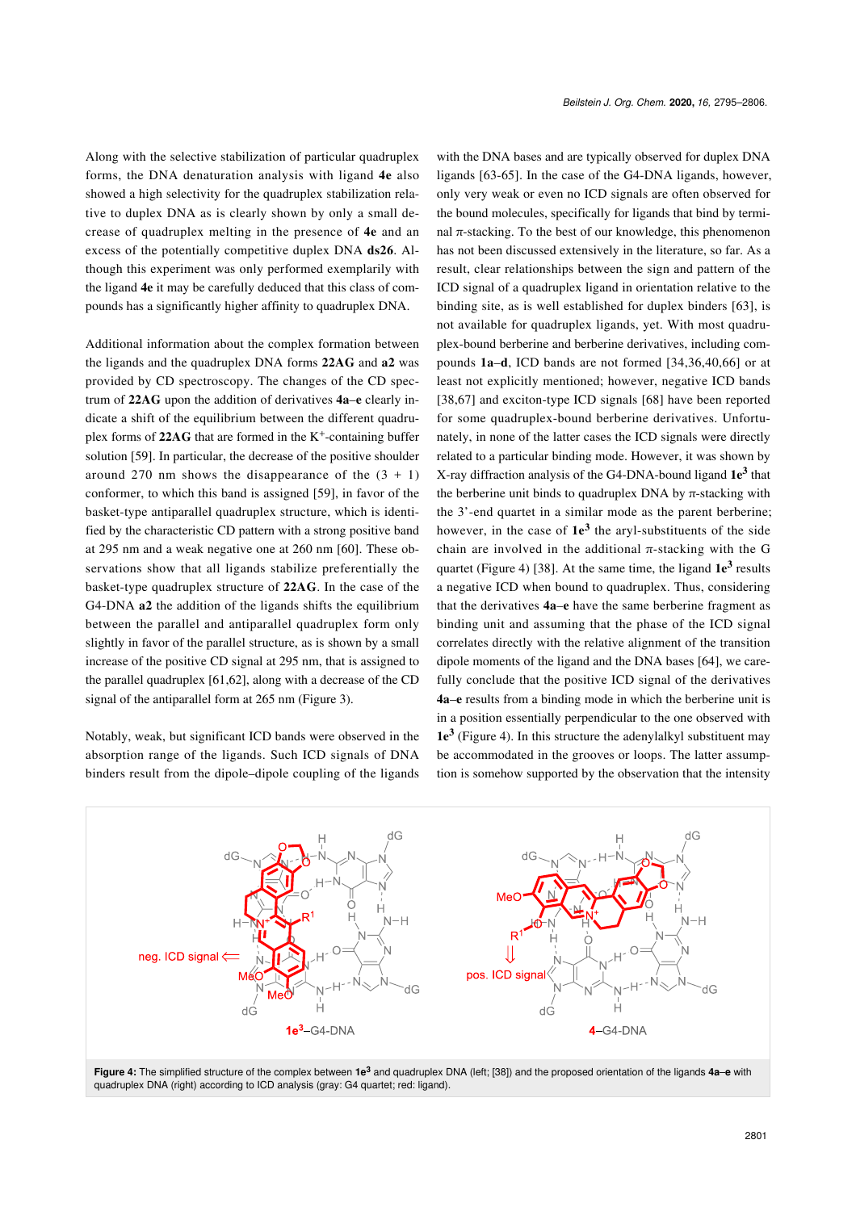Along with the selective stabilization of particular quadruplex forms, the DNA denaturation analysis with ligand **4e** also showed a high selectivity for the quadruplex stabilization relative to duplex DNA as is clearly shown by only a small decrease of quadruplex melting in the presence of **4e** and an excess of the potentially competitive duplex DNA **ds26**. Although this experiment was only performed exemplarily with the ligand **4e** it may be carefully deduced that this class of compounds has a significantly higher affinity to quadruplex DNA.

Additional information about the complex formation between the ligands and the quadruplex DNA forms **22AG** and **a2** was provided by CD spectroscopy. The changes of the CD spectrum of **22AG** upon the addition of derivatives **4a–e** clearly indicate a shift of the equilibrium between the different quadruplex forms of **22AG** that are formed in the $K^+$-containing buffer solution [59]. In particular, the decrease of the positive shoulder around 270 nm shows the disappearance of the (3 + 1) conformer, to which this band is assigned [59], in favor of the basket-type antiparallel quadruplex structure, which is identified by the characteristic CD pattern with a strong positive band at 295 nm and a weak negative one at 260 nm [60]. These observations show that all ligands stabilize preferentially the basket-type quadruplex structure of **22AG**. In the case of the G4-DNA **a2** the addition of the ligands shifts the equilibrium between the parallel and antiparallel quadruplex form only slightly in favor of the parallel structure, as is shown by a small increase of the positive CD signal at 295 nm, that is assigned to the parallel quadruplex [61,62], along with a decrease of the CD signal of the antiparallel form at 265 nm (Figure 3).

Notably, weak, but significant ICD bands were observed in the absorption range of the ligands. Such ICD signals of DNA binders result from the dipole–dipole coupling of the ligands with the DNA bases and are typically observed for duplex DNA ligands [63-65]. In the case of the G4-DNA ligands, however, only very weak or even no ICD signals are often observed for the bound molecules, specifically for ligands that bind by terminal π-stacking. To the best of our knowledge, this phenomenon has not been discussed extensively in the literature, so far. As a result, clear relationships between the sign and pattern of the ICD signal of a quadruplex ligand in orientation relative to the binding site, as is well established for duplex binders [63], is not available for quadruplex ligands, yet. With most quadruplex-bound berberine and berberine derivatives, including compounds **1a–d**, ICD bands are not formed [34,36,40,66] or at least not explicitly mentioned; however, negative ICD bands [38,67] and exciton-type ICD signals [68] have been reported for some quadruplex-bound berberine derivatives. Unfortunately, in none of the latter cases the ICD signals were directly related to a particular binding mode. However, it was shown by X-ray diffraction analysis of the G4-DNA-bound ligand **1e**[3] that the berberine unit binds to quadruplex DNA by π-stacking with the 3'-end quartet in a similar mode as the parent berberine; however, in the case of **1e**[3] the aryl-substituents of the side chain are involved in the additional π-stacking with the G quartet (Figure 4) [38]. At the same time, the ligand **1e**[3] results a negative ICD when bound to quadruplex. Thus, considering that the derivatives **4a–e** have the same berberine fragment as binding unit and assuming that the phase of the ICD signal correlates directly with the relative alignment of the transition dipole moments of the ligand and the DNA bases [64], we carefully conclude that the positive ICD signal of the derivatives **4a–e** results from a binding mode in which the berberine unit is in a position essentially perpendicular to the one observed with **1e**[3] (Figure 4). In this structure the adenylalkyl substituent may be accommodated in the grooves or loops. The latter assumption is somehow supported by the observation that the intensity

**Figure 4:** The simplified structure of the complex between **1e**[3] and quadruplex DNA (left; [38]) and the proposed orientation of the ligands **4a–e** with quadruplex DNA (right) according to ICD analysis (gray: G4 quartet; red: ligand).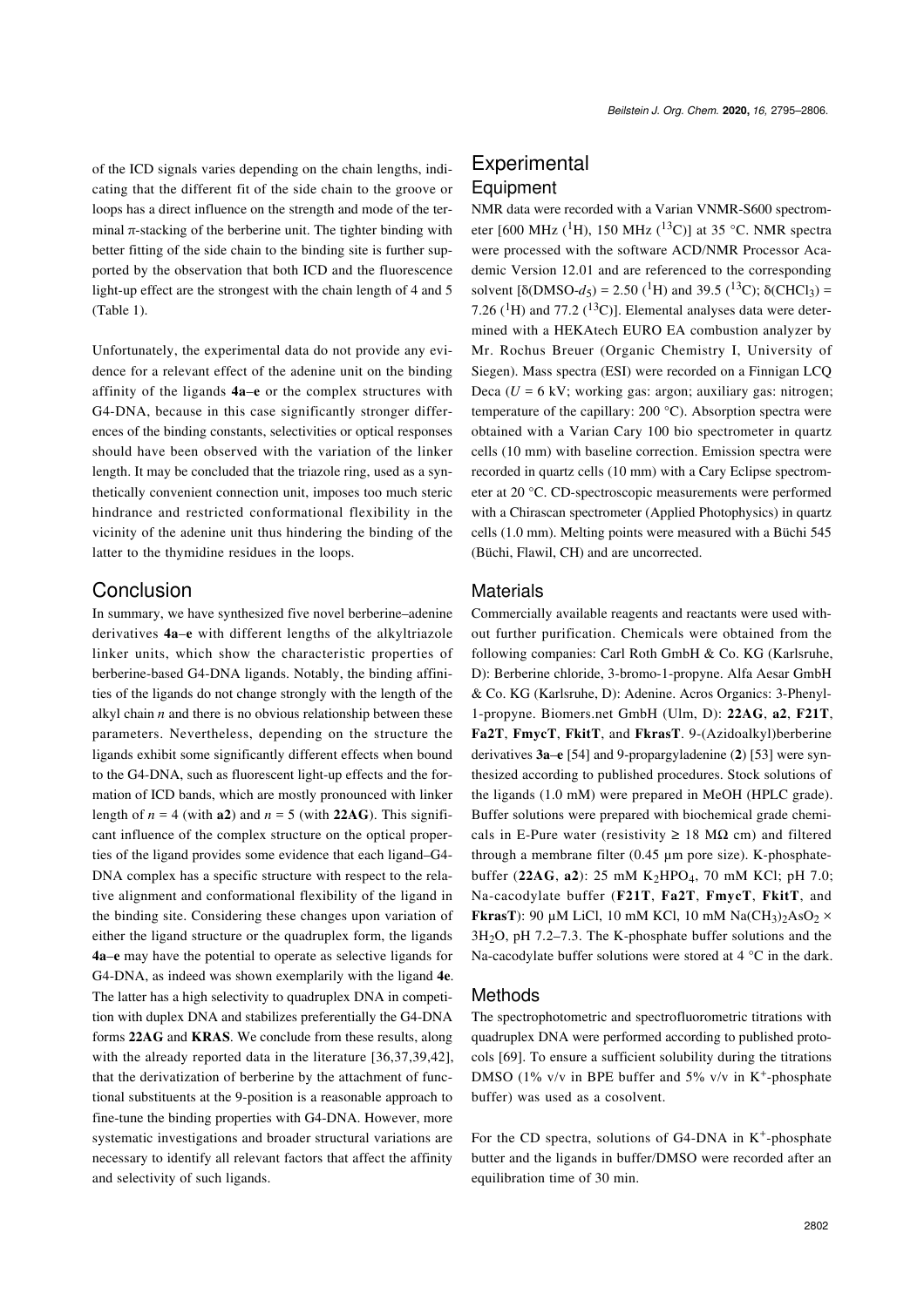of the ICD signals varies depending on the chain lengths, indicating that the different fit of the side chain to the groove or loops has a direct influence on the strength and mode of the terminal π-stacking of the berberine unit. The tighter binding with better fitting of the side chain to the binding site is further supported by the observation that both ICD and the fluorescence light-up effect are the strongest with the chain length of 4 and 5 (Table 1).

Unfortunately, the experimental data do not provide any evidence for a relevant effect of the adenine unit on the binding affinity of the ligands **4a**–**e** or the complex structures with G4-DNA, because in this case significantly stronger differences of the binding constants, selectivities or optical responses should have been observed with the variation of the linker length. It may be concluded that the triazole ring, used as a synthetically convenient connection unit, imposes too much steric hindrance and restricted conformational flexibility in the vicinity of the adenine unit thus hindering the binding of the latter to the thymidine residues in the loops.

## Conclusion

In summary, we have synthesized five novel berberine–adenine derivatives **4a**–**e** with different lengths of the alkyltriazole linker units, which show the characteristic properties of berberine-based G4-DNA ligands. Notably, the binding affinities of the ligands do not change strongly with the length of the alkyl chain $n$ and there is no obvious relationship between these parameters. Nevertheless, depending on the structure the ligands exhibit some significantly different effects when bound to the G4-DNA, such as fluorescent light-up effects and the formation of ICD bands, which are mostly pronounced with linker length of $n = 4$ (with **a2**) and $n = 5$ (with **22AG**). This significant influence of the complex structure on the optical properties of the ligand provides some evidence that each ligand–G4-DNA complex has a specific structure with respect to the relative alignment and conformational flexibility of the ligand in the binding site. Considering these changes upon variation of either the ligand structure or the quadruplex form, the ligands **4a**–**e** may have the potential to operate as selective ligands for G4-DNA, as indeed was shown exemplarily with the ligand **4e**. The latter has a high selectivity to quadruplex DNA in competition with duplex DNA and stabilizes preferentially the G4-DNA forms **22AG** and **KRAS**. We conclude from these results, along with the already reported data in the literature [36,37,39,42], that the derivatization of berberine by the attachment of functional substituents at the 9-position is a reasonable approach to fine-tune the binding properties with G4-DNA. However, more systematic investigations and broader structural variations are necessary to identify all relevant factors that affect the affinity and selectivity of such ligands.

## Experimental

### Equipment

NMR data were recorded with a Varian VNMR-S600 spectrometer [600 MHz ($^1$H), 150 MHz ($^{13}$C)] at 35 °C. NMR spectra were processed with the software ACD/NMR Processor Academic Version 12.01 and are referenced to the corresponding solvent [δ(DMSO-$d_5$) = 2.50 ($^1$H) and 39.5 ($^{13}$C); δ($CHCl_3$) = 7.26 ($^1$H) and 77.2 ($^{13}$C)]. Elemental analyses data were determined with a HEKAtech EURO EA combustion analyzer by Mr. Rochus Breuer (Organic Chemistry I, University of Siegen). Mass spectra (ESI) were recorded on a Finnigan LCQ Deca ($U$ = 6 kV; working gas: argon; auxiliary gas: nitrogen; temperature of the capillary: 200 °C). Absorption spectra were obtained with a Varian Cary 100 bio spectrometer in quartz cells (10 mm) with baseline correction. Emission spectra were recorded in quartz cells (10 mm) with a Cary Eclipse spectrometer at 20 °C. CD-spectroscopic measurements were performed with a Chirascan spectrometer (Applied Photophysics) in quartz cells (1.0 mm). Melting points were measured with a Büchi 545 (Büchi, Flawil, CH) and are uncorrected.

### Materials

Commercially available reagents and reactants were used without further purification. Chemicals were obtained from the following companies: Carl Roth GmbH & Co. KG (Karlsruhe, D): Berberine chloride, 3-bromo-1-propyne. Alfa Aesar GmbH & Co. KG (Karlsruhe, D): Adenine. Acros Organics: 3-Phenyl-1-propyne. Biomers.net GmbH (Ulm, D): **22AG**, **a2**, **F21T**, **Fa2T**, **FmycT**, **FkitT**, and **FkrasT**. 9-(Azidoalkyl)berberine derivatives **3a**–**e** [54] and 9-propargyladenine (**2**) [53] were synthesized according to published procedures. Stock solutions of the ligands (1.0 mM) were prepared in MeOH (HPLC grade). Buffer solutions were prepared with biochemical grade chemicals in E-Pure water (resistivity ≥ 18 MΩ cm) and filtered through a membrane filter (0.45 µm pore size). K-phosphate-buffer (**22AG**, **a2**): 25 mM $K_2HPO_4$, 70 mM KCl; pH 7.0; Na-cacodylate buffer (**F21T**, **Fa2T**, **FmycT**, **FkitT**, and **FkrasT**): 90 µM LiCl, 10 mM KCl, 10 mM $Na(CH_3)_2AsO_2$ × $3H_2O$, pH 7.2–7.3. The K-phosphate buffer solutions and the Na-cacodylate buffer solutions were stored at 4 °C in the dark.

### Methods

The spectrophotometric and spectrofluorometric titrations with quadruplex DNA were performed according to published protocols [69]. To ensure a sufficient solubility during the titrations DMSO (1% v/v in BPE buffer and 5% v/v in $K^+$-phosphate buffer) was used as a cosolvent.

For the CD spectra, solutions of G4-DNA in $K^+$-phosphate butter and the ligands in buffer/DMSO were recorded after an equilibration time of 30 min.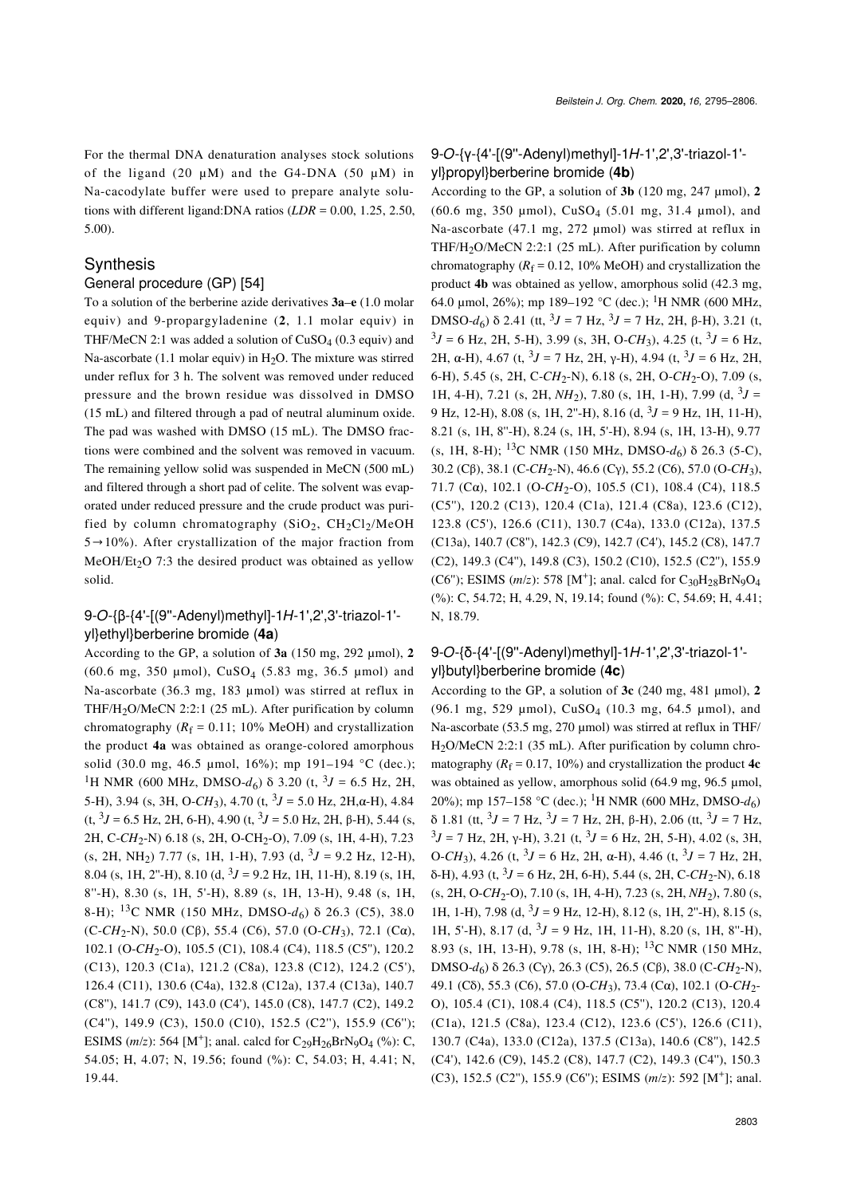For the thermal DNA denaturation analyses stock solutions of the ligand (20 µM) and the G4-DNA (50 µM) in Na-cacodylate buffer were used to prepare analyte solutions with different ligand:DNA ratios (*LDR* = 0.00, 1.25, 2.50, 5.00).

## Synthesis

### General procedure (GP) [54]

To a solution of the berberine azide derivatives **3a**–**e** (1.0 molar equiv) and 9-propargyladenine (**2**, 1.1 molar equiv) in THF/MeCN 2:1 was added a solution of $CuSO_4$ (0.3 equiv) and Na-ascorbate (1.1 molar equiv) in $H_2O$. The mixture was stirred under reflux for 3 h. The solvent was removed under reduced pressure and the brown residue was dissolved in DMSO (15 mL) and filtered through a pad of neutral aluminum oxide. The pad was washed with DMSO (15 mL). The DMSO fractions were combined and the solvent was removed in vacuum. The remaining yellow solid was suspended in MeCN (500 mL) and filtered through a short pad of celite. The solvent was evaporated under reduced pressure and the crude product was purified by column chromatography ($SiO_2$, $CH_2Cl_2$/MeOH 5→10%). After crystallization of the major fraction from MeOH/$Et_2O$ 7:3 the desired product was obtained as yellow solid.

### 9-*O*-{β-{4'-[(9''-Adenyl)methyl]-1*H*-1',2',3'-triazol-1'-yl}ethyl}berberine bromide (**4a**)

According to the GP, a solution of **3a** (150 mg, 292 µmol), **2** (60.6 mg, 350 µmol), $CuSO_4$ (5.83 mg, 36.5 µmol) and Na-ascorbate (36.3 mg, 183 µmol) was stirred at reflux in THF/$H_2O$/MeCN 2:2:1 (25 mL). After purification by column chromatography ($R_f$ = 0.11; 10% MeOH) and crystallization the product **4a** was obtained as orange-colored amorphous solid (30.0 mg, 46.5 µmol, 16%); mp 191–194 °C (dec.); $^1$H NMR (600 MHz, DMSO-$d_6$) δ 3.20 (t, $^3J$ = 6.5 Hz, 2H, 5-H), 3.94 (s, 3H, O-$CH_3$), 4.70 (t, $^3J$ = 5.0 Hz, 2H,α-H), 4.84 (t, $^3J$ = 6.5 Hz, 2H, 6-H), 4.90 (t, $^3J$ = 5.0 Hz, 2H, β-H), 5.44 (s, 2H, C-$CH_2$-N) 6.18 (s, 2H, O-$CH_2$-O), 7.09 (s, 1H, 4-H), 7.23 (s, 2H, $NH_2$) 7.77 (s, 1H, 1-H), 7.93 (d, $^3J$ = 9.2 Hz, 1H, 12-H), 8.04 (s, 1H, 2''-H), 8.10 (d, $^3J$ = 9.2 Hz, 1H, 11-H), 8.19 (s, 1H, 8''-H), 8.30 (s, 1H, 5'-H), 8.89 (s, 1H, 13-H), 9.48 (s, 1H, 8-H); $^{13}$C NMR (150 MHz, DMSO-$d_6$) δ 26.3 (C5), 38.0 (C-$CH_2$-N), 50.0 (Cβ), 55.4 (C6), 57.0 (O-$CH_3$), 72.1 (Cα), 102.1 (O-$CH_2$-O), 105.5 (C1), 108.4 (C4), 118.5 (C5''), 120.2 (C13), 120.3 (C1a), 121.2 (C8a), 123.8 (C12), 124.2 (C5'), 126.4 (C11), 130.6 (C4a), 132.8 (C12a), 137.4 (C13a), 140.7 (C8''), 141.7 (C9), 143.0 (C4'), 145.0 (C8), 147.7 (C2), 149.2 (C4''), 149.9 (C3), 150.0 (C10), 152.5 (C2''), 155.9 (C6''); ESIMS (*m*/*z*): 564 [M$^+$]; anal. calcd for $C_{29}H_{26}BrN_9O_4$ (%): C, 54.05; H, 4.07; N, 19.56; found (%): C, 54.03; H, 4.41; N, 19.44.

### 9-*O*-{γ-{4'-[(9''-Adenyl)methyl]-1*H*-1',2',3'-triazol-1'-yl}propyl}berberine bromide (**4b**)

According to the GP, a solution of **3b** (120 mg, 247 µmol), **2** (60.6 mg, 350 µmol), $CuSO_4$ (5.01 mg, 31.4 µmol), and Na-ascorbate (47.1 mg, 272 µmol) was stirred at reflux in THF/$H_2O$/MeCN 2:2:1 (25 mL). After purification by column chromatography ($R_f$ = 0.12, 10% MeOH) and crystallization the product **4b** was obtained as yellow, amorphous solid (42.3 mg, 64.0 µmol, 26%); mp 189–192 °C (dec.); $^1$H NMR (600 MHz, DMSO-$d_6$) δ 2.41 (tt, $^3J$ = 7 Hz, $^3J$ = 7 Hz, 2H, β-H), 3.21 (t, $^3J$ = 6 Hz, 2H, 5-H), 3.99 (s, 3H, O-$CH_3$), 4.25 (t, $^3J$ = 6 Hz, 2H, α-H), 4.67 (t, $^3J$ = 7 Hz, 2H, γ-H), 4.94 (t, $^3J$ = 6 Hz, 2H, 6-H), 5.45 (s, 2H, C-$CH_2$-N), 6.18 (s, 2H, O-$CH_2$-O), 7.09 (s, 1H, 4-H), 7.21 (s, 2H, $NH_2$), 7.80 (s, 1H, 1-H), 7.99 (d, $^3J$ = 9 Hz, 12-H), 8.08 (s, 1H, 2''-H), 8.16 (d, $^3J$ = 9 Hz, 1H, 11-H), 8.21 (s, 1H, 8''-H), 8.24 (s, 1H, 5'-H), 8.94 (s, 1H, 13-H), 9.77 (s, 1H, 8-H); $^{13}$C NMR (150 MHz, DMSO-$d_6$) δ 26.3 (5-C), 30.2 (Cβ), 38.1 (C-$CH_2$-N), 46.6 (Cγ), 55.2 (C6), 57.0 (O-$CH_3$), 71.7 (Cα), 102.1 (O-$CH_2$-O), 105.5 (C1), 108.4 (C4), 118.5 (C5''), 120.2 (C13), 120.4 (C1a), 121.4 (C8a), 123.6 (C12), 123.8 (C5'), 126.6 (C11), 130.7 (C4a), 133.0 (C12a), 137.5 (C13a), 140.7 (C8''), 142.3 (C9), 142.7 (C4'), 145.2 (C8), 147.7 (C2), 149.3 (C4''), 149.8 (C3), 150.2 (C10), 152.5 (C2''), 155.9 (C6''); ESIMS (*m*/*z*): 578 [M$^+$]; anal. calcd for $C_{30}H_{28}BrN_9O_4$ (%): C, 54.72; H, 4.29, N, 19.14; found (%): C, 54.69; H, 4.41; N, 18.79.

### 9-*O*-{δ-{4'-[(9''-Adenyl)methyl]-1*H*-1',2',3'-triazol-1'-yl}butyl}berberine bromide (**4c**)

According to the GP, a solution of **3c** (240 mg, 481 µmol), **2** (96.1 mg, 529 µmol), $CuSO_4$ (10.3 mg, 64.5 µmol), and Na-ascorbate (53.5 mg, 270 µmol) was stirred at reflux in THF/$H_2O$/MeCN 2:2:1 (35 mL). After purification by column chromatography ($R_f$ = 0.17, 10%) and crystallization the product **4c** was obtained as yellow, amorphous solid (64.9 mg, 96.5 µmol, 20%); mp 157–158 °C (dec.); $^1$H NMR (600 MHz, DMSO-$d_6$) δ 1.81 (tt, $^3J$ = 7 Hz, $^3J$ = 7 Hz, 2H, β-H), 2.06 (tt, $^3J$ = 7 Hz, $^3J$ = 7 Hz, 2H, γ-H), 3.21 (t, $^3J$ = 6 Hz, 2H, 5-H), 4.02 (s, 3H, O-$CH_3$), 4.26 (t, $^3J$ = 6 Hz, 2H, α-H), 4.46 (t, $^3J$ = 7 Hz, 2H, δ-H), 4.93 (t, $^3J$ = 6 Hz, 2H, 6-H), 5.44 (s, 2H, C-$CH_2$-N), 6.18 (s, 2H, O-$CH_2$-O), 7.10 (s, 1H, 4-H), 7.23 (s, 2H, $NH_2$), 7.80 (s, 1H, 1-H), 7.98 (d, $^3J$ = 9 Hz, 1H, 12-H), 8.12 (s, 1H, 2''-H), 8.15 (s, 1H, 5'-H), 8.17 (d, $^3J$ = 9 Hz, 1H, 11-H), 8.20 (s, 1H, 8''-H), 8.93 (s, 1H, 13-H), 9.78 (s, 1H, 8-H); $^{13}$C NMR (150 MHz, DMSO-$d_6$) δ 26.3 (Cγ), 26.3 (C5), 26.5 (Cβ), 38.0 (C-$CH_2$-N), 49.1 (Cδ), 55.3 (C6), 57.0 (O-$CH_3$), 73.4 (Cα), 102.1 (O-$CH_2$-O), 105.4 (C1), 108.4 (C4), 118.5 (C5''), 120.2 (C13), 120.4 (C1a), 121.5 (C8a), 123.4 (C12), 123.6 (C5'), 126.6 (C11), 130.7 (C4a), 133.0 (C12a), 137.5 (C13a), 140.6 (C8''), 142.5 (C4'), 142.6 (C9), 145.2 (C8), 147.7 (C2), 149.3 (C4''), 150.3 (C3), 152.5 (C2''), 155.9 (C6''); ESIMS (*m*/*z*): 592 [M$^+$]; anal.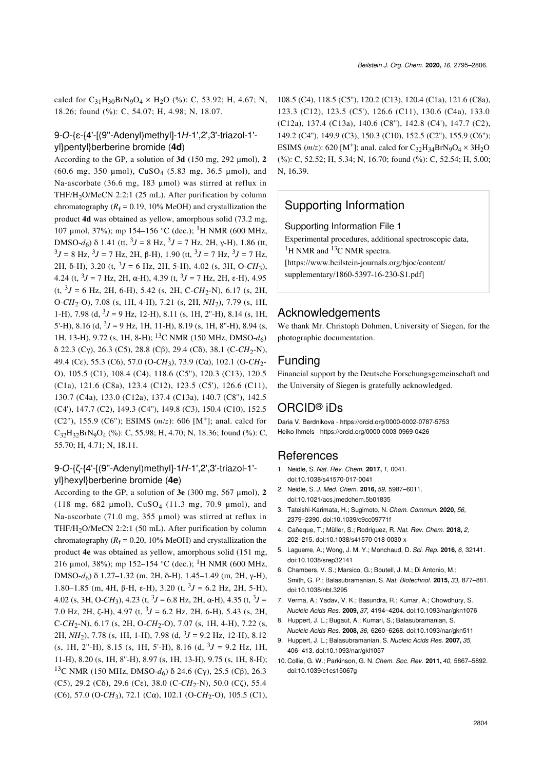calcd for $C_{31}H_{30}BrN_9O_4 \times H_2O$ (%): C, 53.92; H, 4.67; N, 18.26; found (%): C, 54.07; H, 4.98; N, 18.07.

### 9-*O*-{ε-{4'-[(9''-Adenyl)methyl]-1*H*-1',2',3'-triazol-1'-yl}pentyl}berberine bromide (**4d**)

According to the GP, a solution of **3d** (150 mg, 292 µmol), **2** (60.6 mg, 350 µmol), $CuSO_4$ (5.83 mg, 36.5 µmol), and Na-ascorbate (36.6 mg, 183 µmol) was stirred at reflux in THF/$H_2O$/MeCN 2:2:1 (25 mL). After purification by column chromatography ($R_f$ = 0.19, 10% MeOH) and crystallization the product **4d** was obtained as yellow, amorphous solid (73.2 mg, 107 µmol, 37%); mp 154–156 °C (dec.); $^1$H NMR (600 MHz, DMSO-$d_6$) δ 1.41 (tt, $^3J$ = 8 Hz, $^3J$ = 7 Hz, 2H, γ-H), 1.86 (tt, $^3J$ = 8 Hz, $^3J$ = 7 Hz, 2H, β-H), 1.90 (tt, $^3J$ = 7 Hz, $^3J$ = 7 Hz, 2H, δ-H), 3.20 (t, $^3J$ = 6 Hz, 2H, 5-H), 4.02 (s, 3H, O-$CH_3$), 4.24 (t, $^3J$ = 7 Hz, 2H, α-H), 4.39 (t, $^3J$ = 7 Hz, 2H, ε-H), 4.95 (t, $^3J$ = 6 Hz, 2H, 6-H), 5.42 (s, 2H, C-$CH_2$-N), 6.17 (s, 2H, O-$CH_2$-O), 7.08 (s, 1H, 4-H), 7.21 (s, 2H, $NH_2$), 7.79 (s, 1H, 1-H), 7.98 (d, $^3J$ = 9 Hz, 12-H), 8.11 (s, 1H, 2''-H), 8.14 (s, 1H, 5'-H), 8.16 (d, $^3J$ = 9 Hz, 1H, 11-H), 8.19 (s, 1H, 8''-H), 8.94 (s, 1H, 13-H), 9.72 (s, 1H, 8-H); $^{13}$C NMR (150 MHz, DMSO-$d_6$) δ 22.3 (Cγ), 26.3 (C5), 28.8 (Cβ), 29.4 (Cδ), 38.1 (C-$CH_2$-N), 49.4 (Cε), 55.3 (C6), 57.0 (O-$CH_3$), 73.9 (Cα), 102.1 (O-$CH_2$-O), 105.5 (C1), 108.4 (C4), 118.6 (C5''), 120.3 (C13), 120.5 (C1a), 121.6 (C8a), 123.4 (C12), 123.5 (C5'), 126.6 (C11), 130.7 (C4a), 133.0 (C12a), 137.4 (C13a), 140.7 (C8''), 142.5 (C4'), 147.7 (C2), 149.3 (C4''), 149.8 (C3), 150.4 (C10), 152.5 (C2''), 155.9 (C6''); ESIMS (*m*/*z*): 606 [M$^+$]; anal. calcd for $C_{32}H_{32}BrN_9O_4$ (%): C, 55.98; H, 4.70; N, 18.36; found (%): C, 55.70; H, 4.71; N, 18.11.

### 9-*O*-{ζ-{4'-[(9''-Adenyl)methyl]-1*H*-1',2',3'-triazol-1'-yl}hexyl}berberine bromide (**4e**)

According to the GP, a solution of **3e** (300 mg, 567 µmol), **2** (118 mg, 682 µmol), $CuSO_4$ (11.3 mg, 70.9 µmol), and Na-ascorbate (71.0 mg, 355 µmol) was stirred at reflux in THF/$H_2O$/MeCN 2:2:1 (50 mL). After purification by column chromatography ($R_f$ = 0.20, 10% MeOH) and crystallization the product **4e** was obtained as yellow, amorphous solid (151 mg, 216 µmol, 38%); mp 152–154 °C (dec.); $^1$H NMR (600 MHz, DMSO-$d_6$) δ 1.27–1.32 (m, 2H, δ-H), 1.45–1.49 (m, 2H, γ-H), 1.80–1.85 (m, 4H, β-H, ε-H), 3.20 (t, $^3J$ = 6.2 Hz, 2H, 5-H), 4.02 (s, 3H, O-$CH_3$), 4.23 (t, $^3J$ = 6.8 Hz, 2H, α-H), 4.35 (t, $^3J$ = 7.0 Hz, 2H, ζ-H), 4.97 (t, $^3J$ = 6.2 Hz, 2H, 6-H), 5.43 (s, 2H, C-$CH_2$-N), 6.17 (s, 2H, O-$CH_2$-O), 7.07 (s, 1H, 4-H), 7.22 (s, 2H, $NH_2$), 7.78 (s, 1H, 1-H), 7.98 (d, $^3J$ = 9.2 Hz, 12-H), 8.12 (s, 1H, 2''-H), 8.15 (s, 1H, 5'-H), 8.16 (d, $^3J$ = 9.2 Hz, 1H, 11-H), 8.20 (s, 1H, 8''-H), 8.97 (s, 1H, 13-H), 9.75 (s, 1H, 8-H); $^{13}$C NMR (150 MHz, DMSO-$d_6$) δ 24.6 (Cγ), 25.5 (Cβ), 26.3 (C5), 29.2 (Cδ), 29.6 (Cε), 38.0 (C-$CH_2$-N), 50.0 (Cζ), 55.4 (C6), 57.0 (O-$CH_3$), 72.1 (Cα), 102.1 (O-$CH_2$-O), 105.5 (C1), 108.5 (C4), 118.5 (C5''), 120.2 (C13), 120.4 (C1a), 121.6 (C8a), 123.3 (C12), 123.5 (C5'), 126.6 (C11), 130.6 (C4a), 133.0 (C12a), 137.4 (C13a), 140.6 (C8''), 142.8 (C4'), 147.7 (C2), 149.2 (C4''), 149.9 (C3), 150.3 (C10), 152.5 (C2''), 155.9 (C6''); ESIMS (*m*/*z*): 620 [M$^+$]; anal. calcd for $C_{32}H_{34}BrN_9O_4 \times 3H_2O$ (%): C, 52.52; H, 5.34; N, 16.70; found (%): C, 52.54; H, 5.00; N, 16.39.

## Supporting Information

Supporting Information File 1

Experimental procedures, additional spectroscopic data, $^1$H NMR and $^{13}$C NMR spectra.
[https://www.beilstein-journals.org/bjoc/content/supplementary/1860-5397-16-230-S1.pdf]

## Acknowledgements

We thank Mr. Christoph Dohmen, University of Siegen, for the photographic documentation.

## Funding

Financial support by the Deutsche Forschungsgemeinschaft and the University of Siegen is gratefully acknowledged.

## ORCID® iDs

Daria V. Berdnikova - https://orcid.org/0000-0002-0787-5753
Heiko Ihmels - https://orcid.org/0000-0003-0969-0426

## References

1. Neidle, S. *Nat. Rev. Chem.* **2017,** *1,* 0041. doi:10.1038/s41570-017-0041
2. Neidle, S. *J. Med. Chem.* **2016,** *59,* 5987–6011. doi:10.1021/acs.jmedchem.5b01835
3. Tateishi-Karimata, H.; Sugimoto, N. *Chem. Commun.* **2020,** *56,* 2379–2390. doi:10.1039/c9cc09771f
4. Cañeque, T.; Müller, S.; Rodriguez, R. *Nat. Rev. Chem.* **2018,** *2,* 202–215. doi:10.1038/s41570-018-0030-x
5. Laguerre, A.; Wong, J. M. Y.; Monchaud, D. *Sci. Rep.* **2016,** *6,* 32141. doi:10.1038/srep32141
6. Chambers, V. S.; Marsico, G.; Boutell, J. M.; Di Antonio, M.; Smith, G. P.; Balasubramanian, S. *Nat. Biotechnol.* **2015,** *33,* 877–881. doi:10.1038/nbt.3295
7. Verma, A.; Yadav, V. K.; Basundra, R.; Kumar, A.; Chowdhury, S. *Nucleic Acids Res.* **2009,** *37,* 4194–4204. doi:10.1093/nar/gkn1076
8. Huppert, J. L.; Bugaut, A.; Kumari, S.; Balasubramanian, S. *Nucleic Acids Res.* **2008,** *36,* 6260–6268. doi:10.1093/nar/gkn511
9. Huppert, J. L.; Balasubramanian, S. *Nucleic Acids Res.* **2007,** *35,* 406–413. doi:10.1093/nar/gkl1057
10. Collie, G. W.; Parkinson, G. N. *Chem. Soc. Rev.* **2011,** *40,* 5867–5892. doi:10.1039/c1cs15067g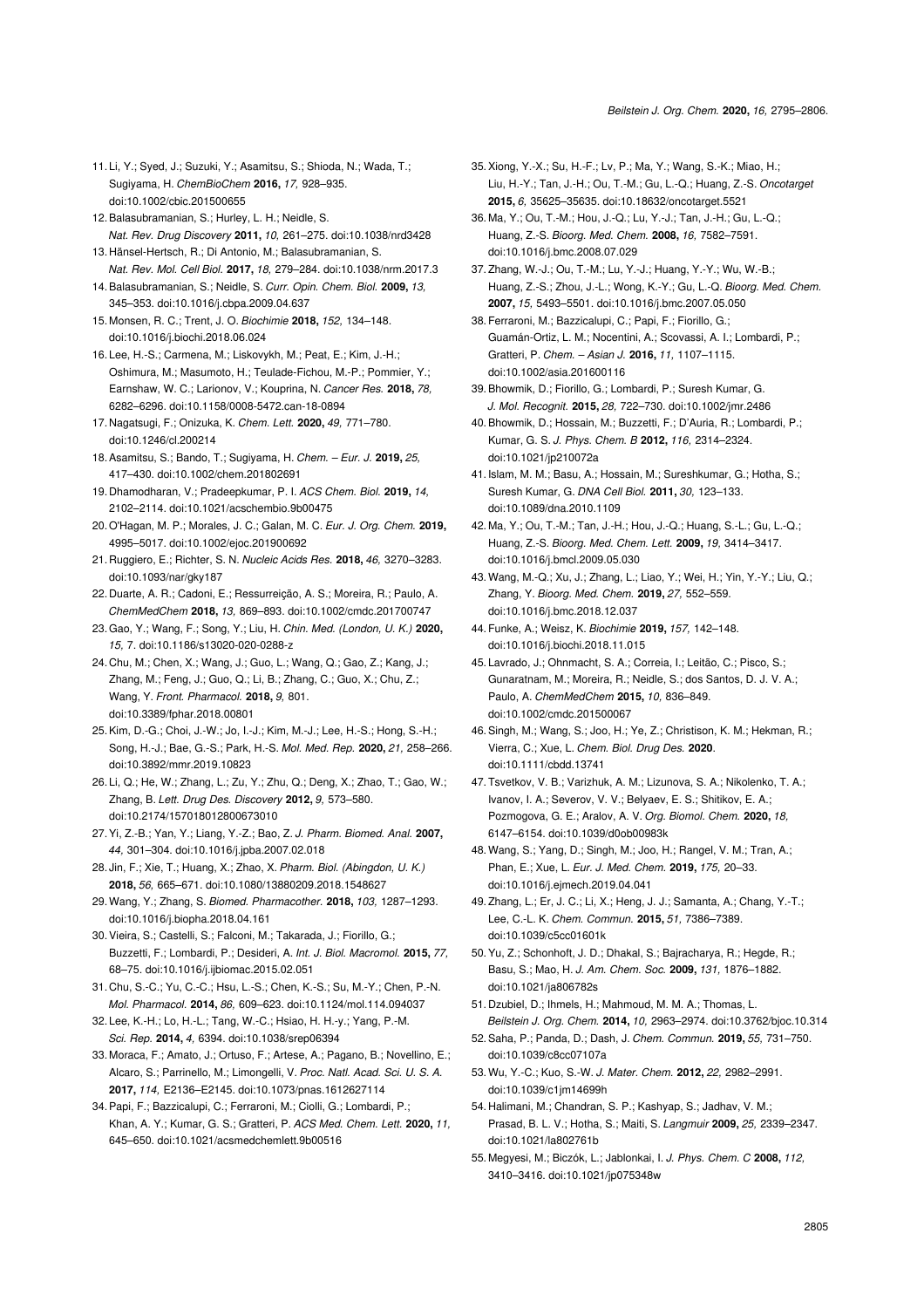11. Li, Y.; Syed, J.; Suzuki, Y.; Asamitsu, S.; Shioda, N.; Wada, T.; Sugiyama, H. *ChemBioChem* **2016,** *17,* 928–935. doi:10.1002/cbic.201500655
12. Balasubramanian, S.; Hurley, L. H.; Neidle, S. *Nat. Rev. Drug Discovery* **2011,** *10,* 261–275. doi:10.1038/nrd3428
13. Hänsel-Hertsch, R.; Di Antonio, M.; Balasubramanian, S. *Nat. Rev. Mol. Cell Biol.* **2017,** *18,* 279–284. doi:10.1038/nrm.2017.3
14. Balasubramanian, S.; Neidle, S. *Curr. Opin. Chem. Biol.* **2009,** *13,* 345–353. doi:10.1016/j.cbpa.2009.04.637
15. Monsen, R. C.; Trent, J. O. *Biochimie* **2018,** *152,* 134–148. doi:10.1016/j.biochi.2018.06.024
16. Lee, H.-S.; Carmena, M.; Liskovykh, M.; Peat, E.; Kim, J.-H.; Oshimura, M.; Masumoto, H.; Teulade-Fichou, M.-P.; Pommier, Y.; Earnshaw, W. C.; Larionov, V.; Kouprina, N. *Cancer Res.* **2018,** *78,* 6282–6296. doi:10.1158/0008-5472.can-18-0894
17. Nagatsugi, F.; Onizuka, K. *Chem. Lett.* **2020,** *49,* 771–780. doi:10.1246/cl.200214
18. Asamitsu, S.; Bando, T.; Sugiyama, H. *Chem. – Eur. J.* **2019,** *25,* 417–430. doi:10.1002/chem.201802691
19. Dhamodharan, V.; Pradeepkumar, P. I. *ACS Chem. Biol.* **2019,** *14,* 2102–2114. doi:10.1021/acschembio.9b00475
20. O'Hagan, M. P.; Morales, J. C.; Galan, M. C. *Eur. J. Org. Chem.* **2019,** 4995–5017. doi:10.1002/ejoc.201900692
21. Ruggiero, E.; Richter, S. N. *Nucleic Acids Res.* **2018,** *46,* 3270–3283. doi:10.1093/nar/gky187
22. Duarte, A. R.; Cadoni, E.; Ressurreição, A. S.; Moreira, R.; Paulo, A. *ChemMedChem* **2018,** *13,* 869–893. doi:10.1002/cmdc.201700747
23. Gao, Y.; Wang, F.; Song, Y.; Liu, H. *Chin. Med. (London, U. K.)* **2020,** *15,* 7. doi:10.1186/s13020-020-0288-z
24. Chu, M.; Chen, X.; Wang, J.; Guo, L.; Wang, Q.; Gao, Z.; Kang, J.; Zhang, M.; Feng, J.; Guo, Q.; Li, B.; Zhang, C.; Guo, X.; Chu, Z.; Wang, Y. *Front. Pharmacol.* **2018,** *9,* 801. doi:10.3389/fphar.2018.00801
25. Kim, D.-G.; Choi, J.-W.; Jo, I.-J.; Kim, M.-J.; Lee, H.-S.; Hong, S.-H.; Song, H.-J.; Bae, G.-S.; Park, H.-S. *Mol. Med. Rep.* **2020,** *21,* 258–266. doi:10.3892/mmr.2019.10823
26. Li, Q.; He, W.; Zhang, L.; Zu, Y.; Zhu, Q.; Deng, X.; Zhao, T.; Gao, W.; Zhang, B. *Lett. Drug Des. Discovery* **2012,** *9,* 573–580. doi:10.2174/157018012800673010
27. Yi, Z.-B.; Yan, Y.; Liang, Y.-Z.; Bao, Z. *J. Pharm. Biomed. Anal.* **2007,** *44,* 301–304. doi:10.1016/j.jpba.2007.02.018
28. Jin, F.; Xie, T.; Huang, X.; Zhao, X. *Pharm. Biol. (Abingdon, U. K.)* **2018,** *56,* 665–671. doi:10.1080/13880209.2018.1548627
29. Wang, Y.; Zhang, S. *Biomed. Pharmacother.* **2018,** *103,* 1287–1293. doi:10.1016/j.biopha.2018.04.161
30. Vieira, S.; Castelli, S.; Falconi, M.; Takarada, J.; Fiorillo, G.; Buzzetti, F.; Lombardi, P.; Desideri, A. *Int. J. Biol. Macromol.* **2015,** *77,* 68–75. doi:10.1016/j.ijbiomac.2015.02.051
31. Chu, S.-C.; Yu, C.-C.; Hsu, L.-S.; Chen, K.-S.; Su, M.-Y.; Chen, P.-N. *Mol. Pharmacol.* **2014,** *86,* 609–623. doi:10.1124/mol.114.094037
32. Lee, K.-H.; Lo, H.-L.; Tang, W.-C.; Hsiao, H. H.-y.; Yang, P.-M. *Sci. Rep.* **2014,** *4,* 6394. doi:10.1038/srep06394
33. Moraca, F.; Amato, J.; Ortuso, F.; Artese, A.; Pagano, B.; Novellino, E.; Alcaro, S.; Parrinello, M.; Limongelli, V. *Proc. Natl. Acad. Sci. U. S. A.* **2017,** *114,* E2136–E2145. doi:10.1073/pnas.1612627114
34. Papi, F.; Bazzicalupi, C.; Ferraroni, M.; Ciolli, G.; Lombardi, P.; Khan, A. Y.; Kumar, G. S.; Gratteri, P. *ACS Med. Chem. Lett.* **2020,** *11,* 645–650. doi:10.1021/acsmedchemlett.9b00516
35. Xiong, Y.-X.; Su, H.-F.; Lv, P.; Ma, Y.; Wang, S.-K.; Miao, H.; Liu, H.-Y.; Tan, J.-H.; Ou, T.-M.; Gu, L.-Q.; Huang, Z.-S. *Oncotarget* **2015,** *6,* 35625–35635. doi:10.18632/oncotarget.5521
36. Ma, Y.; Ou, T.-M.; Hou, J.-Q.; Lu, Y.-J.; Tan, J.-H.; Gu, L.-Q.; Huang, Z.-S. *Bioorg. Med. Chem.* **2008,** *16,* 7582–7591. doi:10.1016/j.bmc.2008.07.029
37. Zhang, W.-J.; Ou, T.-M.; Lu, Y.-J.; Huang, Y.-Y.; Wu, W.-B.; Huang, Z.-S.; Zhou, J.-L.; Wong, K.-Y.; Gu, L.-Q. *Bioorg. Med. Chem.* **2007,** *15,* 5493–5501. doi:10.1016/j.bmc.2007.05.050
38. Ferraroni, M.; Bazzicalupi, C.; Papi, F.; Fiorillo, G.; Guamán-Ortiz, L. M.; Nocentini, A.; Scovassi, A. I.; Lombardi, P.; Gratteri, P. *Chem. – Asian J.* **2016,** *11,* 1107–1115. doi:10.1002/asia.201600116
39. Bhowmik, D.; Fiorillo, G.; Lombardi, P.; Suresh Kumar, G. *J. Mol. Recognit.* **2015,** *28,* 722–730. doi:10.1002/jmr.2486
40. Bhowmik, D.; Hossain, M.; Buzzetti, F.; D'Auria, R.; Lombardi, P.; Kumar, G. S. *J. Phys. Chem. B* **2012,** *116,* 2314–2324. doi:10.1021/jp210072a
41. Islam, M. M.; Basu, A.; Hossain, M.; Sureshkumar, G.; Hotha, S.; Suresh Kumar, G. *DNA Cell Biol.* **2011,** *30,* 123–133. doi:10.1089/dna.2010.1109
42. Ma, Y.; Ou, T.-M.; Tan, J.-H.; Hou, J.-Q.; Huang, S.-L.; Gu, L.-Q.; Huang, Z.-S. *Bioorg. Med. Chem. Lett.* **2009,** *19,* 3414–3417. doi:10.1016/j.bmcl.2009.05.030
43. Wang, M.-Q.; Xu, J.; Zhang, L.; Liao, Y.; Wei, H.; Yin, Y.-Y.; Liu, Q.; Zhang, Y. *Bioorg. Med. Chem.* **2019,** *27,* 552–559. doi:10.1016/j.bmc.2018.12.037
44. Funke, A.; Weisz, K. *Biochimie* **2019,** *157,* 142–148. doi:10.1016/j.biochi.2018.11.015
45. Lavrado, J.; Ohnmacht, S. A.; Correia, I.; Leitão, C.; Pisco, S.; Gunaratnam, M.; Moreira, R.; Neidle, S.; dos Santos, D. J. V. A.; Paulo, A. *ChemMedChem* **2015,** *10,* 836–849. doi:10.1002/cmdc.201500067
46. Singh, M.; Wang, S.; Joo, H.; Ye, Z.; Christison, K. M.; Hekman, R.; Vierra, C.; Xue, L. *Chem. Biol. Drug Des.* **2020**. doi:10.1111/cbdd.13741
47. Tsvetkov, V. B.; Varizhuk, A. M.; Lizunova, S. A.; Nikolenko, T. A.; Ivanov, I. A.; Severov, V. V.; Belyaev, E. S.; Shitikov, E. A.; Pozmogova, G. E.; Aralov, A. V. *Org. Biomol. Chem.* **2020,** *18,* 6147–6154. doi:10.1039/d0ob00983k
48. Wang, S.; Yang, D.; Singh, M.; Joo, H.; Rangel, V. M.; Tran, A.; Phan, E.; Xue, L. *Eur. J. Med. Chem.* **2019,** *175,* 20–33. doi:10.1016/j.ejmech.2019.04.041
49. Zhang, L.; Er, J. C.; Li, X.; Heng, J. J.; Samanta, A.; Chang, Y.-T.; Lee, C.-L. K. *Chem. Commun.* **2015,** *51,* 7386–7389. doi:10.1039/c5cc01601k
50. Yu, Z.; Schonhoft, J. D.; Dhakal, S.; Bajracharya, R.; Hegde, R.; Basu, S.; Mao, H. *J. Am. Chem. Soc.* **2009,** *131,* 1876–1882. doi:10.1021/ja806782s
51. Dzubiel, D.; Ihmels, H.; Mahmoud, M. M. A.; Thomas, L. *Beilstein J. Org. Chem.* **2014,** *10,* 2963–2974. doi:10.3762/bjoc.10.314
52. Saha, P.; Panda, D.; Dash, J. *Chem. Commun.* **2019,** *55,* 731–750. doi:10.1039/c8cc07107a
53. Wu, Y.-C.; Kuo, S.-W. *J. Mater. Chem.* **2012,** *22,* 2982–2991. doi:10.1039/c1jm14699h
54. Halimani, M.; Chandran, S. P.; Kashyap, S.; Jadhav, V. M.; Prasad, B. L. V.; Hotha, S.; Maiti, S. *Langmuir* **2009,** *25,* 2339–2347. doi:10.1021/la802761b
55. Megyesi, M.; Biczók, L.; Jablonkai, I. *J. Phys. Chem. C* **2008,** *112,* 3410–3416. doi:10.1021/jp075348w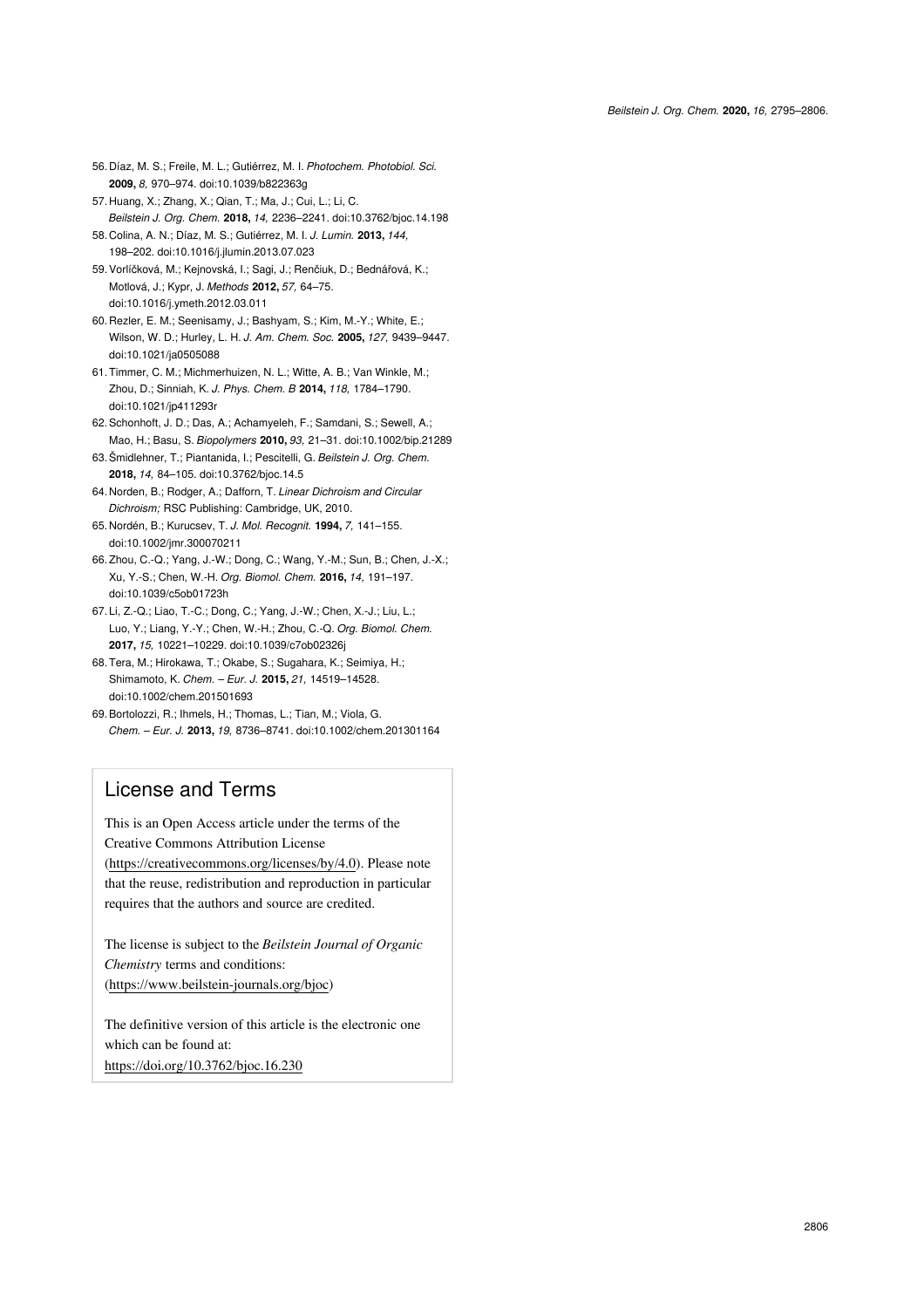56. Díaz, M. S.; Freile, M. L.; Gutiérrez, M. I. *Photochem. Photobiol. Sci.* **2009,** *8,* 970–974. doi:10.1039/b822363g
57. Huang, X.; Zhang, X.; Qian, T.; Ma, J.; Cui, L.; Li, C. *Beilstein J. Org. Chem.* **2018,** *14,* 2236–2241. doi:10.3762/bjoc.14.198
58. Colina, A. N.; Díaz, M. S.; Gutiérrez, M. I. *J. Lumin.* **2013,** *144,* 198–202. doi:10.1016/j.jlumin.2013.07.023
59. Vorlíčková, M.; Kejnovská, I.; Sagi, J.; Renčiuk, D.; Bednářová, K.; Motlová, J.; Kypr, J. *Methods* **2012,** *57,* 64–75. doi:10.1016/j.ymeth.2012.03.011
60. Rezler, E. M.; Seenisamy, J.; Bashyam, S.; Kim, M.-Y.; White, E.; Wilson, W. D.; Hurley, L. H. *J. Am. Chem. Soc.* **2005,** *127,* 9439–9447. doi:10.1021/ja0505088
61. Timmer, C. M.; Michmerhuizen, N. L.; Witte, A. B.; Van Winkle, M.; Zhou, D.; Sinniah, K. *J. Phys. Chem. B* **2014,** *118,* 1784–1790. doi:10.1021/jp411293r
62. Schonhoft, J. D.; Das, A.; Achamyeleh, F.; Samdani, S.; Sewell, A.; Mao, H.; Basu, S. *Biopolymers* **2010,** *93,* 21–31. doi:10.1002/bip.21289
63. Šmidlehner, T.; Piantanida, I.; Pescitelli, G. *Beilstein J. Org. Chem.* **2018,** *14,* 84–105. doi:10.3762/bjoc.14.5
64. Norden, B.; Rodger, A.; Dafforn, T. *Linear Dichroism and Circular Dichroism;* RSC Publishing: Cambridge, UK, 2010.
65. Nordén, B.; Kurucsev, T. *J. Mol. Recognit.* **1994,** *7,* 141–155. doi:10.1002/jmr.300070211
66. Zhou, C.-Q.; Yang, J.-W.; Dong, C.; Wang, Y.-M.; Sun, B.; Chen, J.-X.; Xu, Y.-S.; Chen, W.-H. *Org. Biomol. Chem.* **2016,** *14,* 191–197. doi:10.1039/c5ob01723h
67. Li, Z.-Q.; Liao, T.-C.; Dong, C.; Yang, J.-W.; Chen, X.-J.; Liu, L.; Luo, Y.; Liang, Y.-Y.; Chen, W.-H.; Zhou, C.-Q. *Org. Biomol. Chem.* **2017,** *15,* 10221–10229. doi:10.1039/c7ob02326j
68. Tera, M.; Hirokawa, T.; Okabe, S.; Sugahara, K.; Seimiya, H.; Shimamoto, K. *Chem. – Eur. J.* **2015,** *21,* 14519–14528. doi:10.1002/chem.201501693
69. Bortolozzi, R.; Ihmels, H.; Thomas, L.; Tian, M.; Viola, G. *Chem. – Eur. J.* **2013,** *19,* 8736–8741. doi:10.1002/chem.201301164

## License and Terms

This is an Open Access article under the terms of the Creative Commons Attribution License (https://creativecommons.org/licenses/by/4.0). Please note that the reuse, redistribution and reproduction in particular requires that the authors and source are credited.

The license is subject to the *Beilstein Journal of Organic Chemistry* terms and conditions: (https://www.beilstein-journals.org/bjoc)

The definitive version of this article is the electronic one which can be found at:
https://doi.org/10.3762/bjoc.16.230